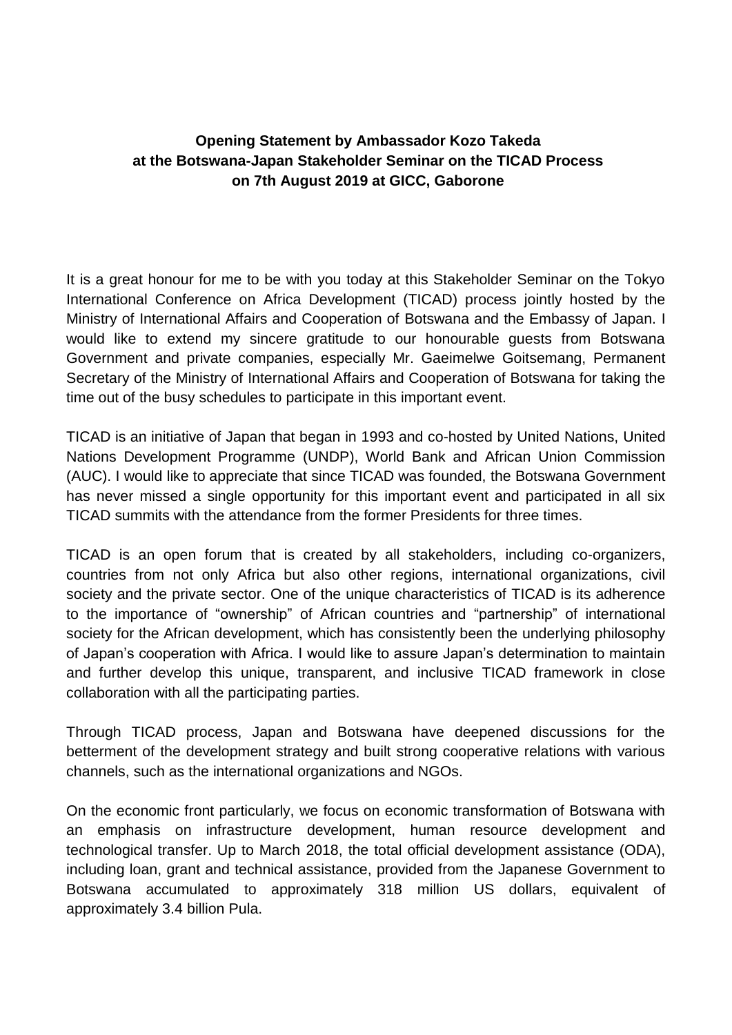**Opening Statement by Ambassador Kozo Takeda**
**at the Botswana-Japan Stakeholder Seminar on the TICAD Process**
**on 7th August 2019 at GICC, Gaborone**

It is a great honour for me to be with you today at this Stakeholder Seminar on the Tokyo International Conference on Africa Development (TICAD) process jointly hosted by the Ministry of International Affairs and Cooperation of Botswana and the Embassy of Japan. I would like to extend my sincere gratitude to our honourable guests from Botswana Government and private companies, especially Mr. Gaeimelwe Goitsemang, Permanent Secretary of the Ministry of International Affairs and Cooperation of Botswana for taking the time out of the busy schedules to participate in this important event.

TICAD is an initiative of Japan that began in 1993 and co-hosted by United Nations, United Nations Development Programme (UNDP), World Bank and African Union Commission (AUC). I would like to appreciate that since TICAD was founded, the Botswana Government has never missed a single opportunity for this important event and participated in all six TICAD summits with the attendance from the former Presidents for three times.

TICAD is an open forum that is created by all stakeholders, including co-organizers, countries from not only Africa but also other regions, international organizations, civil society and the private sector. One of the unique characteristics of TICAD is its adherence to the importance of "ownership" of African countries and "partnership" of international society for the African development, which has consistently been the underlying philosophy of Japan's cooperation with Africa. I would like to assure Japan's determination to maintain and further develop this unique, transparent, and inclusive TICAD framework in close collaboration with all the participating parties.

Through TICAD process, Japan and Botswana have deepened discussions for the betterment of the development strategy and built strong cooperative relations with various channels, such as the international organizations and NGOs.

On the economic front particularly, we focus on economic transformation of Botswana with an emphasis on infrastructure development, human resource development and technological transfer. Up to March 2018, the total official development assistance (ODA), including loan, grant and technical assistance, provided from the Japanese Government to Botswana accumulated to approximately 318 million US dollars, equivalent of approximately 3.4 billion Pula.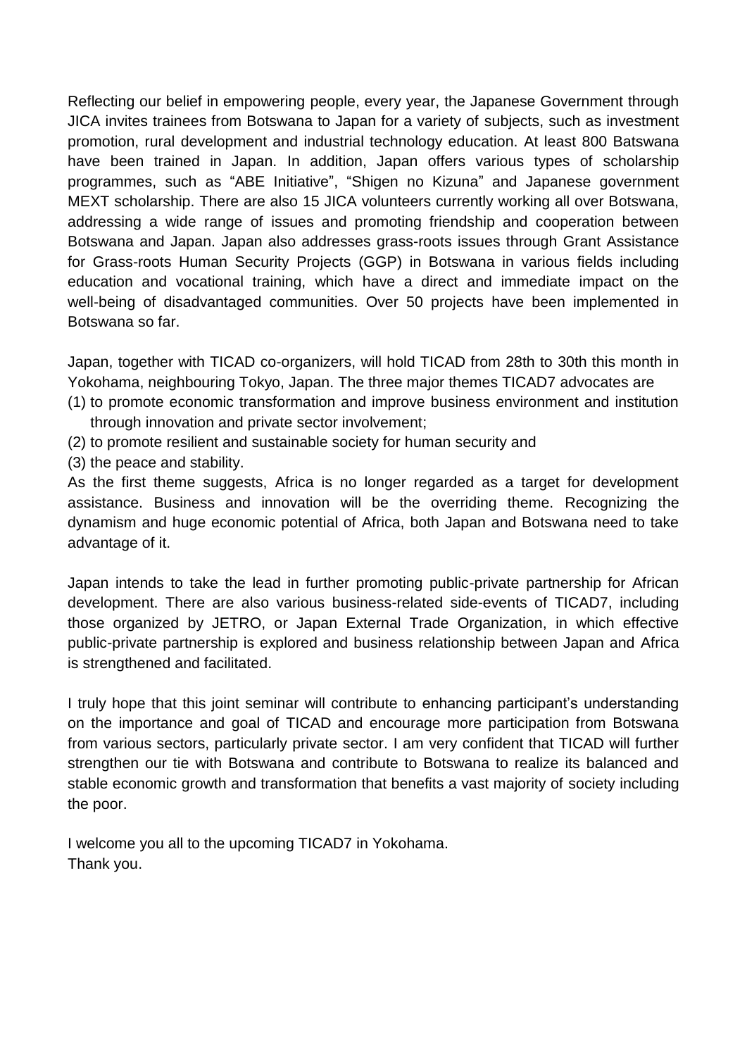Reflecting our belief in empowering people, every year, the Japanese Government through JICA invites trainees from Botswana to Japan for a variety of subjects, such as investment promotion, rural development and industrial technology education. At least 800 Batswana have been trained in Japan. In addition, Japan offers various types of scholarship programmes, such as “ABE Initiative”, “Shigen no Kizuna” and Japanese government MEXT scholarship. There are also 15 JICA volunteers currently working all over Botswana, addressing a wide range of issues and promoting friendship and cooperation between Botswana and Japan. Japan also addresses grass-roots issues through Grant Assistance for Grass-roots Human Security Projects (GGP) in Botswana in various fields including education and vocational training, which have a direct and immediate impact on the well-being of disadvantaged communities. Over 50 projects have been implemented in Botswana so far.

Japan, together with TICAD co-organizers, will hold TICAD from 28th to 30th this month in Yokohama, neighbouring Tokyo, Japan. The three major themes TICAD7 advocates are

(1) to promote economic transformation and improve business environment and institution through innovation and private sector involvement;
(2) to promote resilient and sustainable society for human security and
(3) the peace and stability.

As the first theme suggests, Africa is no longer regarded as a target for development assistance. Business and innovation will be the overriding theme. Recognizing the dynamism and huge economic potential of Africa, both Japan and Botswana need to take advantage of it.

Japan intends to take the lead in further promoting public-private partnership for African development. There are also various business-related side-events of TICAD7, including those organized by JETRO, or Japan External Trade Organization, in which effective public-private partnership is explored and business relationship between Japan and Africa is strengthened and facilitated.

I truly hope that this joint seminar will contribute to enhancing participant’s understanding on the importance and goal of TICAD and encourage more participation from Botswana from various sectors, particularly private sector. I am very confident that TICAD will further strengthen our tie with Botswana and contribute to Botswana to realize its balanced and stable economic growth and transformation that benefits a vast majority of society including the poor.

I welcome you all to the upcoming TICAD7 in Yokohama.
Thank you.